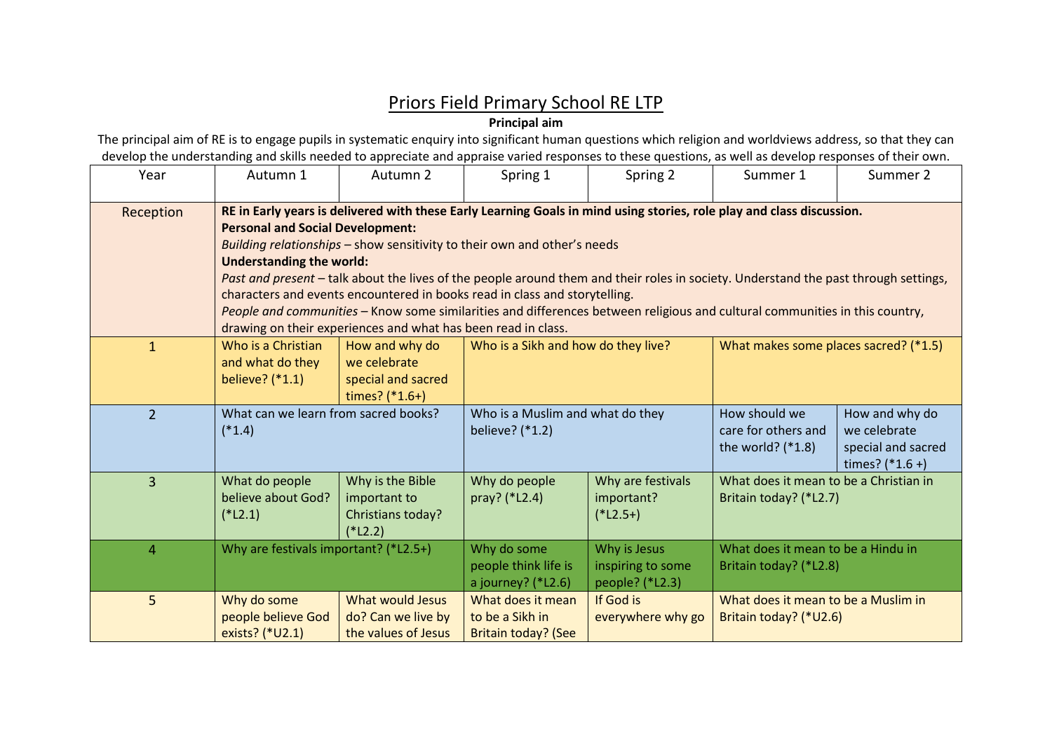# Priors Field Primary School RE LTP

**Principal aim**

The principal aim of RE is to engage pupils in systematic enquiry into significant human questions which religion and worldviews address, so that they can develop the understanding and skills needed to appreciate and appraise varied responses to these questions, as well as develop responses of their own.

| Year | Autumn 1 | Autumn 2 | Spring 1 | Spring 2 | Summer 1 | Summer 2 |
|---|---|---|---|---|---|---|
| Reception | **RE in Early years is delivered with these Early Learning Goals in mind using stories, role play and class discussion.** **Personal and Social Development:** *Building relationships* – show sensitivity to their own and other's needs **Understanding the world:** *Past and present* – talk about the lives of the people around them and their roles in society. Understand the past through settings, characters and events encountered in books read in class and storytelling. *People and communities* – Know some similarities and differences between religious and cultural communities in this country, drawing on their experiences and what has been read in class. | | | | | |
| 1 | Who is a Christian and what do they believe? (*1.1) | How and why do we celebrate special and sacred times? (*1.6+) | Who is a Sikh and how do they live? | | What makes some places sacred? (*1.5) | |
| 2 | What can we learn from sacred books? (*1.4) | | Who is a Muslim and what do they believe? (*1.2) | | How should we care for others and the world? (*1.8) | How and why do we celebrate special and sacred times? (*1.6 +) |
| 3 | What do people believe about God? (*L2.1) | Why is the Bible important to Christians today? (*L2.2) | Why do people pray? (*L2.4) | Why are festivals important? (*L2.5+) | What does it mean to be a Christian in Britain today? (*L2.7) | |
| 4 | Why are festivals important? (*L2.5+) | | Why do some people think life is a journey? (*L2.6) | Why is Jesus inspiring to some people? (*L2.3) | What does it mean to be a Hindu in Britain today? (*L2.8) | |
| 5 | Why do some people believe God exists? (*U2.1) | What would Jesus do? Can we live by the values of Jesus | What does it mean to be a Sikh in Britain today? (See | If God is everywhere why go | What does it mean to be a Muslim in Britain today? (*U2.6) | |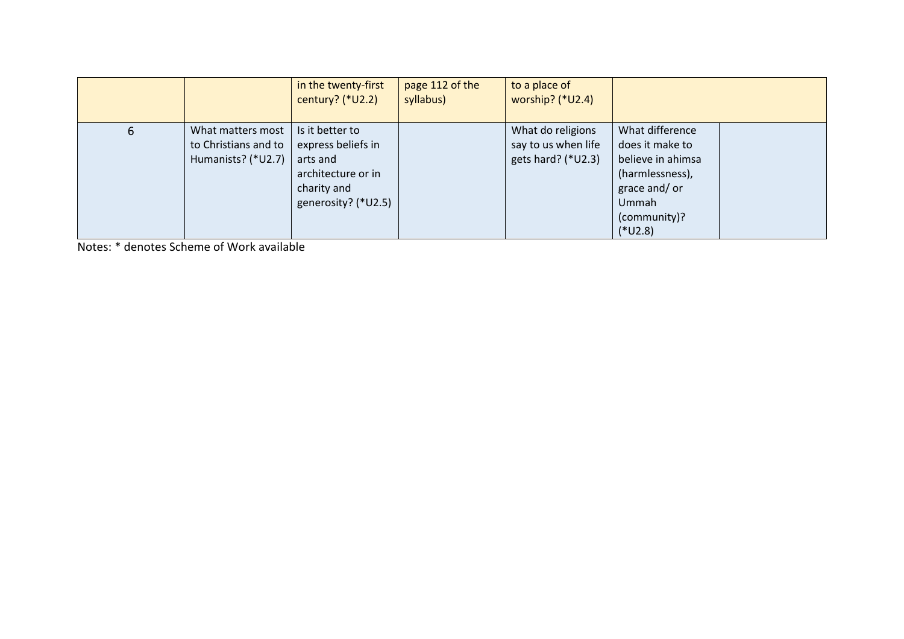| | | | | | | |
|---|---|---|---|---|---|---|
| | | in the twenty-first century? (*U2.2) | page 112 of the syllabus) | to a place of worship? (*U2.4) | | |
| 6 | What matters most to Christians and to Humanists? (*U2.7) | Is it better to express beliefs in arts and architecture or in charity and generosity? (*U2.5) | | What do religions say to us when life gets hard? (*U2.3) | What difference does it make to believe in ahimsa (harmlessness), grace and/ or Ummah (community)? (*U2.8) | |

Notes: * denotes Scheme of Work available